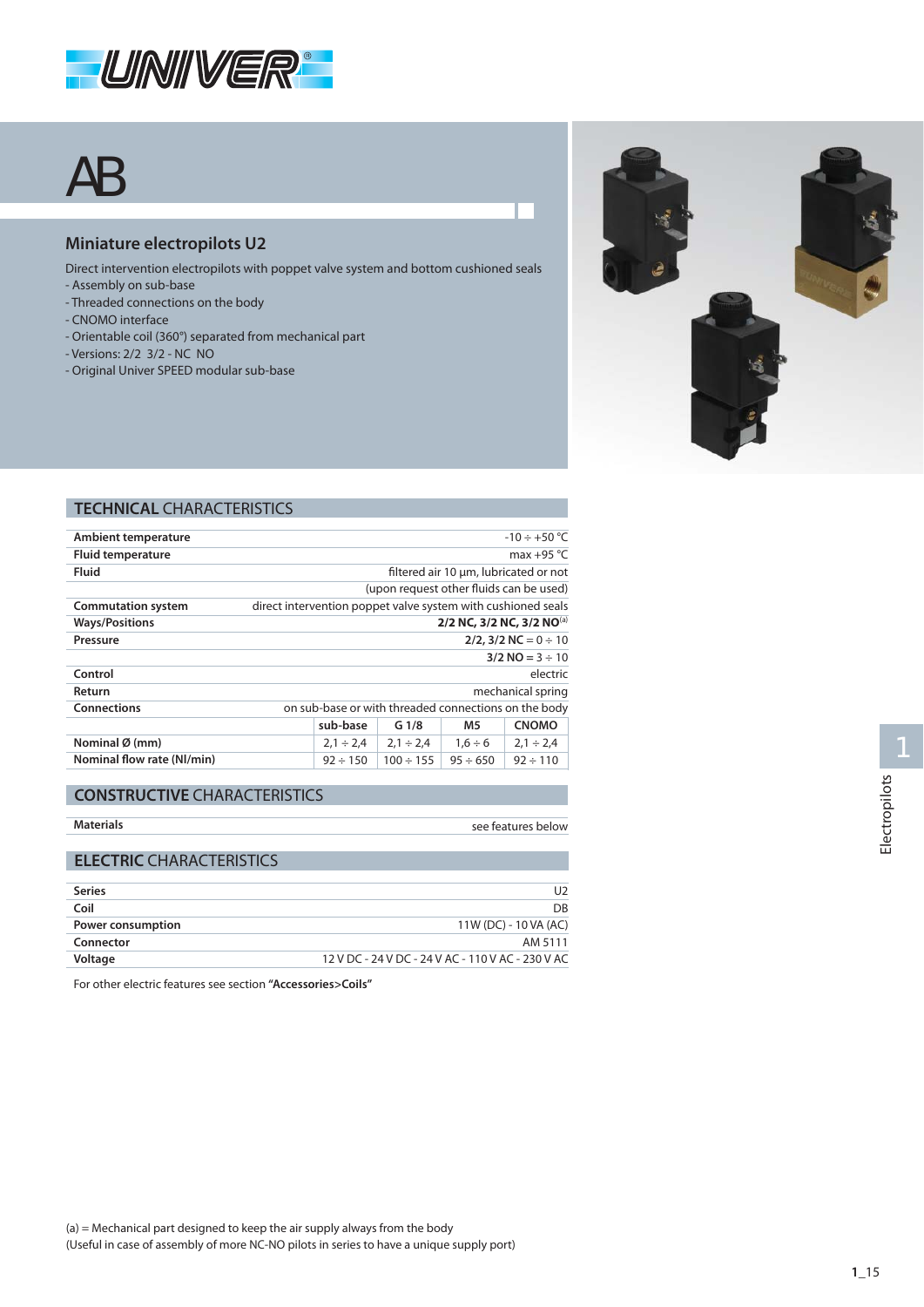# AB

## Miniature electropilots U2

Direct intervention electropilots with poppet valve system and bottom cushioned seals
- Assembly on sub-base
- Threaded connections on the body
- CNOMO interface
- Orientable coil (360°) separated from mechanical part
- Versions: 2/2 3/2 - NC NO
- Original Univer SPEED modular sub-base

## TECHNICAL CHARACTERISTICS

| | | | | |
|---|---|---|---|---|
| **Ambient temperature** | -10 ÷ +50 °C | | | |
| **Fluid temperature** | max +95 °C | | | |
| **Fluid** | filtered air 10 µm, lubricated or not (upon request other fluids can be used) | | | |
| **Commutation system** | direct intervention poppet valve system with cushioned seals | | | |
| **Ways/Positions** | **2/2 NC, 3/2 NC, 3/2 NO**[(a)] | | | |
| **Pressure** | **2/2, 3/2 NC** = 0 ÷ 10; **3/2 NO** = 3 ÷ 10 | | | |
| **Control** | electric | | | |
| **Return** | mechanical spring | | | |
| **Connections** | on sub-base or with threaded connections on the body | | | |
| | **sub-base** | **G 1/8** | **M5** | **CNOMO** |
| **Nominal Ø (mm)** | 2,1 ÷ 2,4 | 2,1 ÷ 2,4 | 1,6 ÷ 6 | 2,1 ÷ 2,4 |
| **Nominal flow rate (Nl/min)** | 92 ÷ 150 | 100 ÷ 155 | 95 ÷ 650 | 92 ÷ 110 |

## CONSTRUCTIVE CHARACTERISTICS

| | |
|---|---|
| **Materials** | see features below |

## ELECTRIC CHARACTERISTICS

| | |
|---|---|
| **Series** | U2 |
| **Coil** | DB |
| **Power consumption** | 11W (DC) - 10 VA (AC) |
| **Connector** | AM 5111 |
| **Voltage** | 12 V DC - 24 V DC - 24 V AC - 110 V AC - 230 V AC |

For other electric features see section **"Accessories>Coils"**

(a) = Mechanical part designed to keep the air supply always from the body
(Useful in case of assembly of more NC-NO pilots in series to have a unique supply port)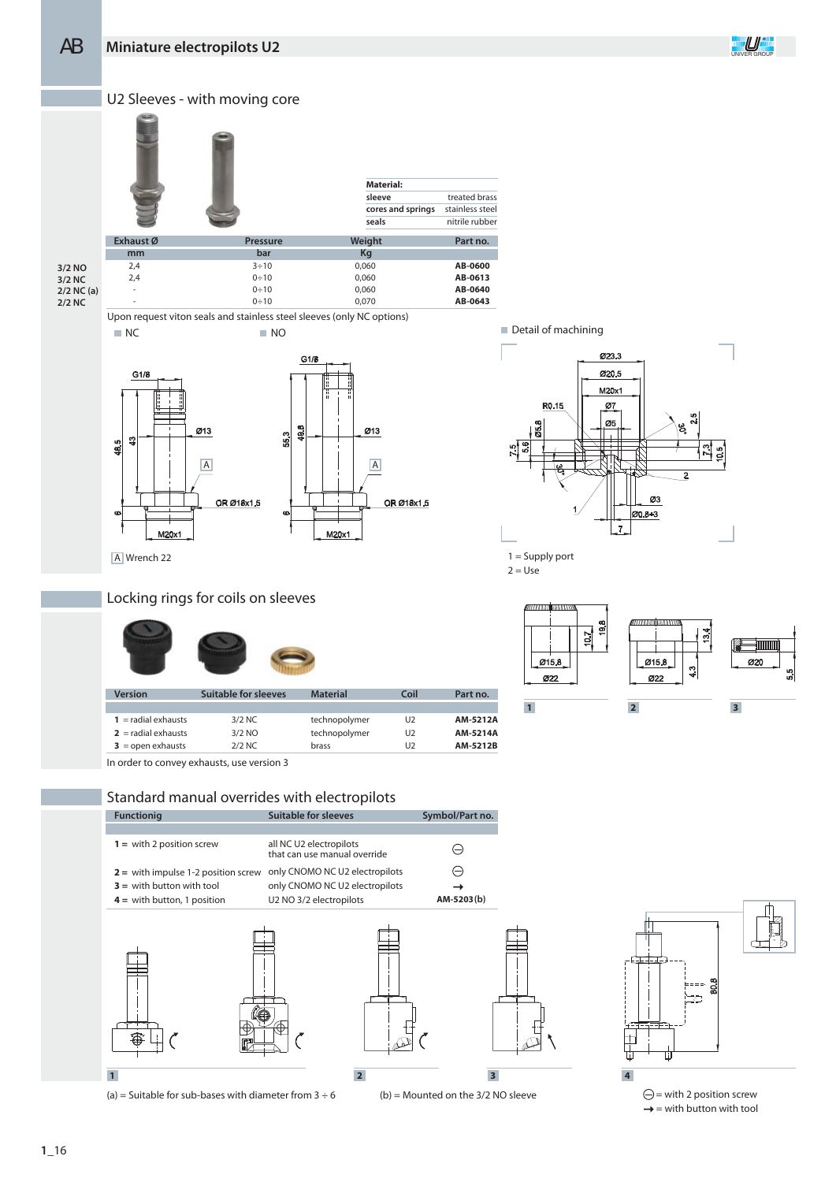## Miniature electropilots U2

### U2 Sleeves - with moving core

| Material: | |
|---|---|
| sleeve | treated brass |
| cores and springs | stainless steel |
| seals | nitrile rubber |

| | Exhaust Ø | Pressure | Weight | Part no. |
|---|---|---|---|---|
| | mm | bar | Kg | |
| 3/2 NO | 2,4 | 3÷10 | 0,060 | **AB-0600** |
| 3/2 NC | 2,4 | 0÷10 | 0,060 | **AB-0613** |
| 2/2 NC (a) | - | 0÷10 | 0,060 | **AB-0640** |
| 2/2 NC | - | 0÷10 | 0,070 | **AB-0643** |

Upon request viton seals and stainless steel sleeves (only NC options)

NC

NO

Detail of machining

A Wrench 22

1 = Supply port
2 = Use

### Locking rings for coils on sleeves

| Version | Suitable for sleeves | Material | Coil | Part no. |
|---|---|---|---|---|
| **1** = radial exhausts | 3/2 NC | technopolymer | U2 | **AM-5212A** |
| **2** = radial exhausts | 3/2 NO | technopolymer | U2 | **AM-5214A** |
| **3** = open exhausts | 2/2 NC | brass | U2 | **AM-5212B** |

In order to convey exhausts, use version 3

### Standard manual overrides with electropilots

| Functioning | Suitable for sleeves | Symbol/Part no. |
|---|---|---|
| **1** = with 2 position screw | all NC U2 electropilots that can use manual override | ⊖ |
| **2** = with impulse 1-2 position screw | only CNOMO NC U2 electropilots | ⊖ |
| **3** = with button with tool | only CNOMO NC U2 electropilots | → |
| **4** = with button, 1 position | U2 NO 3/2 electropilots | **AM-5203 (b)** |

(a) = Suitable for sub-bases with diameter from 3 ÷ 6

(b) = Mounted on the 3/2 NO sleeve

⊖ = with 2 position screw
→ = with button with tool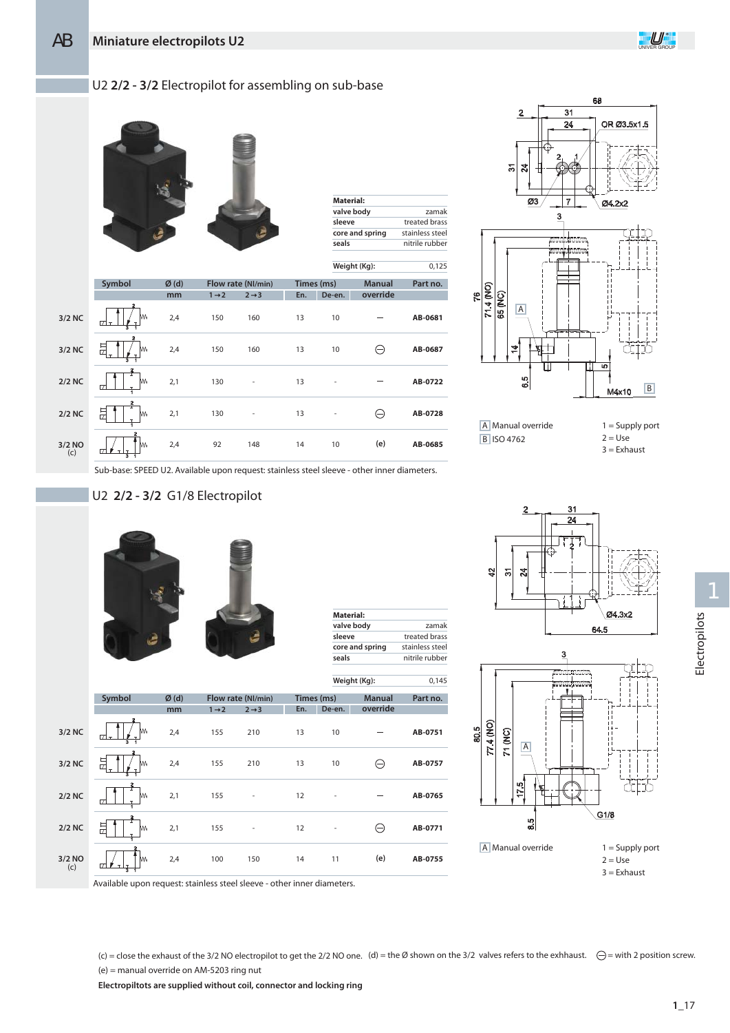# Miniature electropilots U2

## U2 2/2 - 3/2 Electropilot for assembling on sub-base

**Material:**

| | |
|---|---|
| valve body | zamak |
| sleeve | treated brass |
| core and spring | stainless steel |
| seals | nitrile rubber |

**Weight (Kg):** 0,125

| | Symbol | Ø (d) | Flow rate (Nl/min) | | Times (ms) | | Manual | Part no. |
|---|---|---|---|---|---|---|---|---|
| | | mm | 1→2 | 2→3 | En. | De-en. | override | |
| 3/2 NC | | 2,4 | 150 | 160 | 13 | 10 | — | AB-0681 |
| 3/2 NC | | 2,4 | 150 | 160 | 13 | 10 | ⊖ | AB-0687 |
| 2/2 NC | | 2,1 | 130 | - | 13 | - | — | AB-0722 |
| 2/2 NC | | 2,1 | 130 | - | 13 | - | ⊖ | AB-0728 |
| 3/2 NO (c) | | 2,4 | 92 | 148 | 14 | 10 | (e) | AB-0685 |

Sub-base: SPEED U2. Available upon request: stainless steel sleeve - other inner diameters.

A Manual override
B ISO 4762

1 = Supply port
2 = Use
3 = Exhaust

## U2 2/2 - 3/2 G1/8 Electropilot

**Material:**

| | |
|---|---|
| valve body | zamak |
| sleeve | treated brass |
| core and spring | stainless steel |
| seals | nitrile rubber |

**Weight (Kg):** 0,145

| | Symbol | Ø (d) | Flow rate (Nl/min) | | Times (ms) | | Manual | Part no. |
|---|---|---|---|---|---|---|---|---|
| | | mm | 1→2 | 2→3 | En. | De-en. | override | |
| 3/2 NC | | 2,4 | 155 | 210 | 13 | 10 | — | AB-0751 |
| 3/2 NC | | 2,4 | 155 | 210 | 13 | 10 | ⊖ | AB-0757 |
| 2/2 NC | | 2,1 | 155 | - | 12 | - | — | AB-0765 |
| 2/2 NC | | 2,1 | 155 | - | 12 | - | ⊖ | AB-0771 |
| 3/2 NO (c) | | 2,4 | 100 | 150 | 14 | 11 | (e) | AB-0755 |

Available upon request: stainless steel sleeve - other inner diameters.

A Manual override

1 = Supply port
2 = Use
3 = Exhaust

(c) = close the exhaust of the 3/2 NO electropilot to get the 2/2 NO one. (d) = the Ø shown on the 3/2 valves refers to the exhhaust. ⊖ = with 2 position screw.
(e) = manual override on AM-5203 ring nut

**Electropiltots are supplied without coil, connector and locking ring**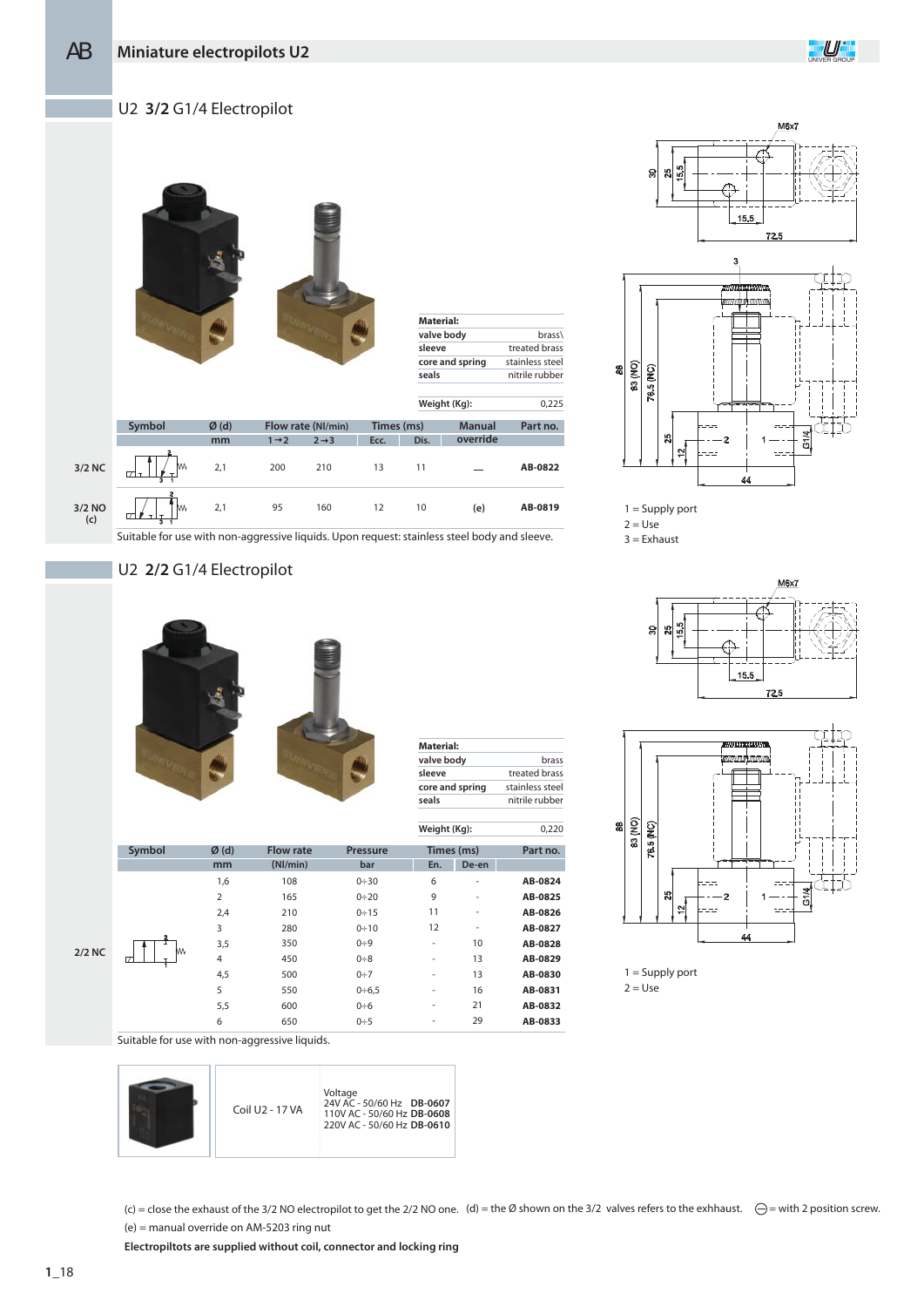# Miniature electropilots U2

## U2 3/2 G1/4 Electropilot

| Material: | |
|---|---|
| valve body | brass\ |
| sleeve | treated brass |
| core and spring | stainless steel |
| seals | nitrile rubber |
| Weight (Kg): | 0,225 |

| | Symbol | Ø (d) | Flow rate (Nl/min) | | Times (ms) | | Manual override | Part no. |
|---|---|---|---|---|---|---|---|---|
| | | mm | 1→2 | 2→3 | Ecc. | Dis. | | |
| 3/2 NC | | 2,1 | 200 | 210 | 13 | 11 | — | AB-0822 |
| 3/2 NO (c) | | 2,1 | 95 | 160 | 12 | 10 | (e) | AB-0819 |

Suitable for use with non-aggressive liquids. Upon request: stainless steel body and sleeve.

1 = Supply port
2 = Use
3 = Exhaust

## U2 2/2 G1/4 Electropilot

| Material: | |
|---|---|
| valve body | brass |
| sleeve | treated brass |
| core and spring | stainless steel |
| seals | nitrile rubber |
| Weight (Kg): | 0,220 |

| | Symbol | Ø (d) | Flow rate | Pressure | Times (ms) | | Part no. |
|---|---|---|---|---|---|---|---|
| | | mm | (Nl/min) | bar | En. | De-en | |
| 2/2 NC | | 1,6 | 108 | 0÷30 | 6 | - | AB-0824 |
| | | 2 | 165 | 0÷20 | 9 | - | AB-0825 |
| | | 2,4 | 210 | 0÷15 | 11 | - | AB-0826 |
| | | 3 | 280 | 0÷10 | 12 | - | AB-0827 |
| | | 3,5 | 350 | 0÷9 | - | 10 | AB-0828 |
| | | 4 | 450 | 0÷8 | - | 13 | AB-0829 |
| | | 4,5 | 500 | 0÷7 | - | 13 | AB-0830 |
| | | 5 | 550 | 0÷6,5 | - | 16 | AB-0831 |
| | | 5,5 | 600 | 0÷6 | - | 21 | AB-0832 |
| | | 6 | 650 | 0÷5 | - | 29 | AB-0833 |

Suitable for use with non-aggressive liquids.

1 = Supply port
2 = Use

| | Voltage |
|---|---|
| Coil U2 - 17 VA | 24V AC - 50/60 Hz **DB-0607** |
| | 110V AC - 50/60 Hz **DB-0608** |
| | 220V AC - 50/60 Hz **DB-0610** |

(c) = close the exhaust of the 3/2 NO electropilot to get the 2/2 NO one. (d) = the Ø shown on the 3/2 valves refers to the exhhaust. ⊖ = with 2 position screw.

(e) = manual override on AM-5203 ring nut

**Electropiltots are supplied without coil, connector and locking ring**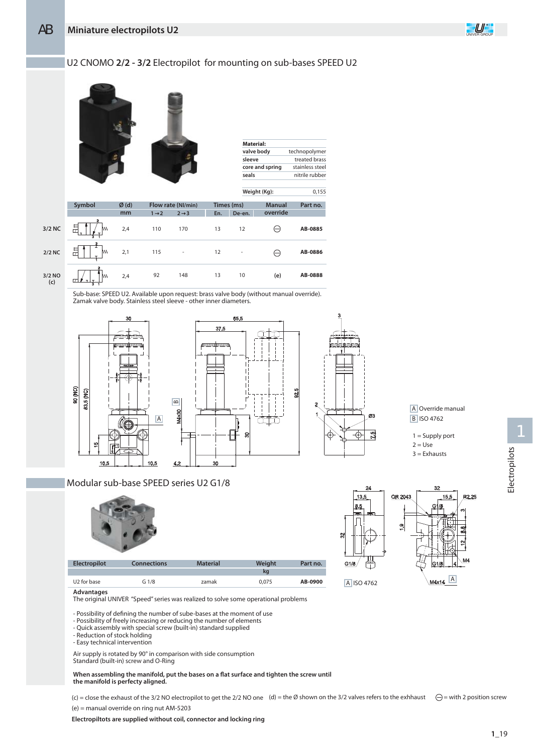## Miniature electropilots U2

### U2 CNOMO 2/2 - 3/2 Electropilot for mounting on sub-bases SPEED U2

| Material: | |
|---|---|
| valve body | technopolymer |
| sleeve | treated brass |
| core and spring | stainless steel |
| seals | nitrile rubber |
| Weight (Kg): | 0,155 |

| | Symbol | Ø (d) mm | Flow rate (Nl/min) 1→2 | Flow rate (Nl/min) 2→3 | Times (ms) En. | Times (ms) De-en. | Manual override | Part no. |
|---|---|---|---|---|---|---|---|---|
| 3/2 NC | | 2,4 | 110 | 170 | 13 | 12 | ⊖ | AB-0885 |
| 2/2 NC | | 2,1 | 115 | - | 12 | - | ⊖ | AB-0886 |
| 3/2 NO (c) | | 2,4 | 92 | 148 | 13 | 10 | (e) | AB-0888 |

Sub-base: SPEED U2. Available upon request: brass valve body (without manual override).
Zamak valve body. Stainless steel sleeve - other inner diameters.

A Override manual
B ISO 4762

1 = Supply port
2 = Use
3 = Exhausts

### Modular sub-base SPEED series U2 G1/8

| Electropilot | Connections | Material | Weight kg | Part no. |
|---|---|---|---|---|
| U2 for base | G 1/8 | zamak | 0,075 | AB-0900 |

A ISO 4762

**Advantages**
The original UNIVER "Speed" series was realized to solve some operational problems

- Possibility of defining the number of sube-bases at the moment of use
- Possibility of freely increasing or reducing the number of elements
- Quick assembly with special screw (built-in) standard supplied
- Reduction of stock holding
- Easy technical intervention

Air supply is rotated by 90° in comparison with side consumption
Standard (built-in) screw and O-Ring

**When assembling the manifold, put the bases on a flat surface and tighten the screw until the manifold is perfecty aligned.**

(c) = close the exhaust of the 3/2 NO electropilot to get the 2/2 NO one (d) = the Ø shown on the 3/2 valves refers to the exhhaust ⊖ = with 2 position screw

(e) = manual override on ring nut AM-5203

**Electropiltots are supplied without coil, connector and locking ring**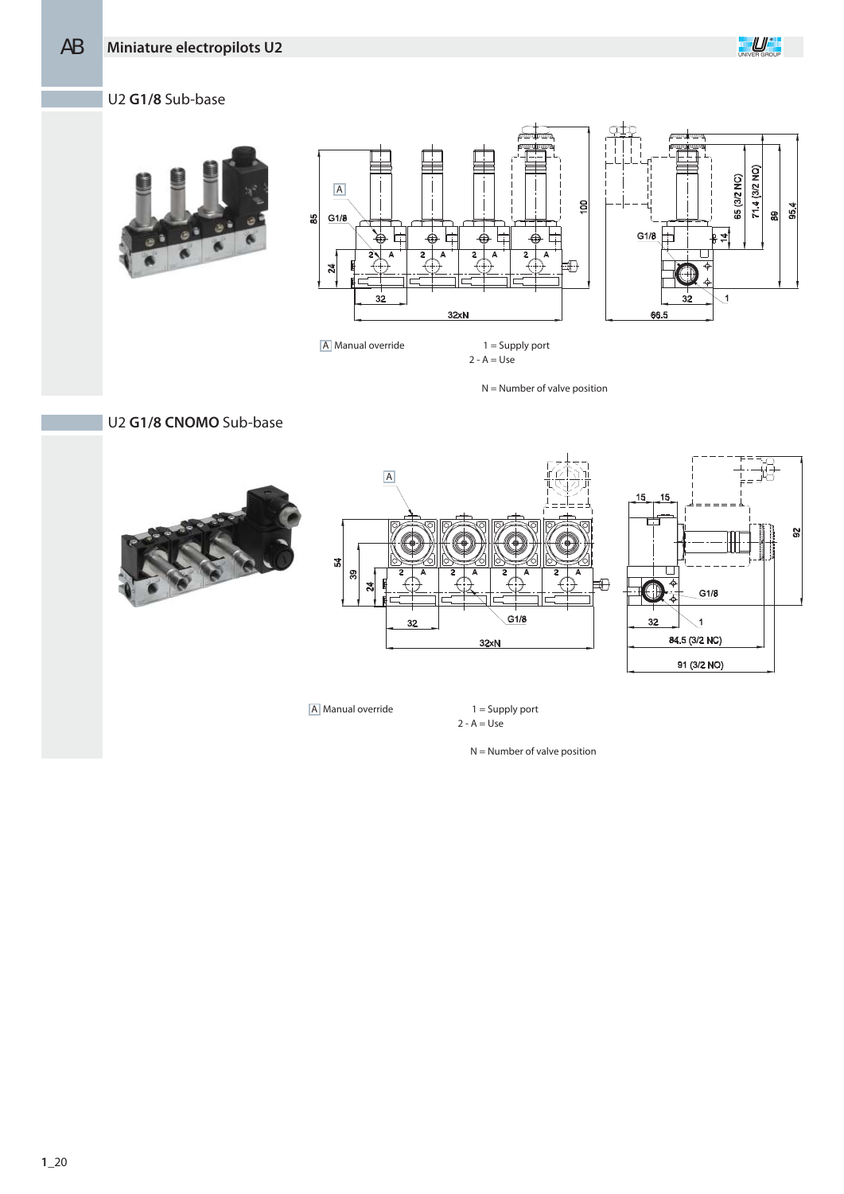## Miniature electropilots U2

### U2 **G1/8** Sub-base

A Manual override

1 = Supply port
2 - A = Use

N = Number of valve position

### U2 **G1/8 CNOMO** Sub-base

A Manual override

1 = Supply port
2 - A = Use

N = Number of valve position